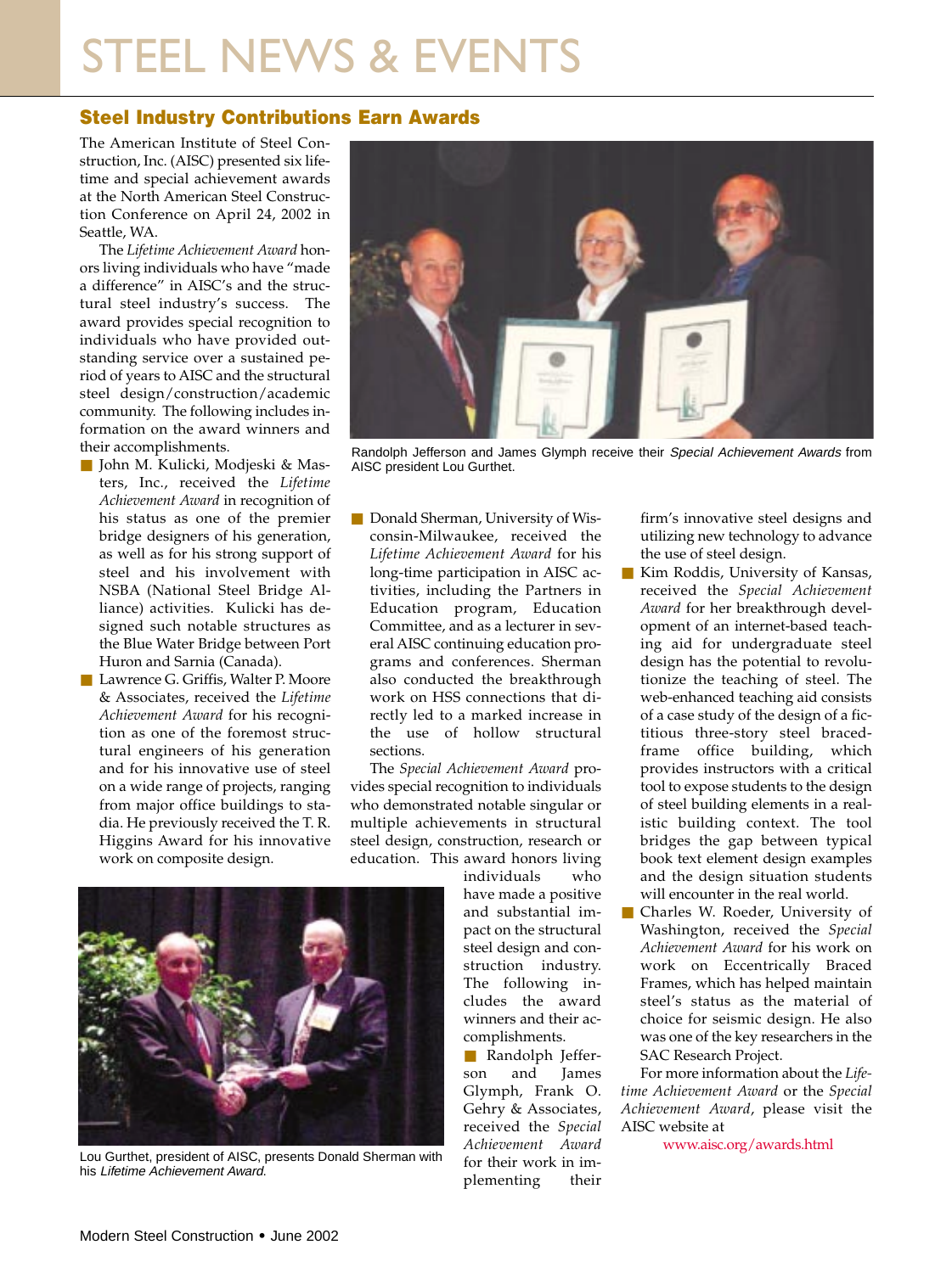# STEEL NEWS & EVENTS

## Steel Industry Contributions Earn Awards

The American Institute of Steel Construction, Inc. (AISC) presented six lifetime and special achievement awards at the North American Steel Construction Conference on April 24, 2002 in Seattle, WA.

The *Lifetime Achievement Award* honors living individuals who have "made a difference" in AISC's and the structural steel industry's success. The award provides special recognition to individuals who have provided outstanding service over a sustained period of years to AISC and the structural steel design/construction/academic community. The following includes information on the award winners and their accomplishments.

- John M. Kulicki, Modjeski & Masters, Inc., received the *Lifetime Achievement Award* in recognition of his status as one of the premier bridge designers of his generation, as well as for his strong support of steel and his involvement with NSBA (National Steel Bridge Alliance) activities. Kulicki has designed such notable structures as the Blue Water Bridge between Port Huron and Sarnia (Canada).
- Lawrence G. Griffis, Walter P. Moore & Associates, received the *Lifetime Achievement Award* for his recognition as one of the foremost structural engineers of his generation and for his innovative use of steel on a wide range of projects, ranging from major office buildings to stadia. He previously received the T. R. Higgins Award for his innovative work on composite design.
- Donald Sherman, University of Wisconsin-Milwaukee, received the *Lifetime Achievement Award* for his long-time participation in AISC activities, including the Partners in Education program, Education Committee, and as a lecturer in several AISC continuing education programs and conferences. Sherman also conducted the breakthrough work on HSS connections that directly led to a marked increase in the use of hollow structural sections.

Randolph Jefferson and James Glymph receive their *Special Achievement Awards* from AISC president Lou Gurthet.

The *Special Achievement Award* provides special recognition to individuals who demonstrated notable singular or multiple achievements in structural steel design, construction, research or education. This award honors living individuals who have made a positive and substantial impact on the structural steel design and construction industry. The following includes the award winners and their accomplishments.

- Randolph Jefferson and James Glymph, Frank O. Gehry & Associates, received the *Special Achievement Award* for their work in implementing their firm's innovative steel designs and utilizing new technology to advance the use of steel design.
- Kim Roddis, University of Kansas, received the *Special Achievement Award* for her breakthrough development of an internet-based teaching aid for undergraduate steel design has the potential to revolutionize the teaching of steel. The web-enhanced teaching aid consists of a case study of the design of a fictitious three-story steel braced-frame office building, which provides instructors with a critical tool to expose students to the design of steel building elements in a realistic building context. The tool bridges the gap between typical book text element design examples and the design situation students will encounter in the real world.
- Charles W. Roeder, University of Washington, received the *Special Achievement Award* for his work on work on Eccentrically Braced Frames, which has helped maintain steel's status as the material of choice for seismic design. He also was one of the key researchers in the SAC Research Project.

Lou Gurthet, president of AISC, presents Donald Sherman with his *Lifetime Achievement Award*.

For more information about the *Lifetime Achievement Award* or the *Special Achievement Award*, please visit the AISC website at

www.aisc.org/awards.html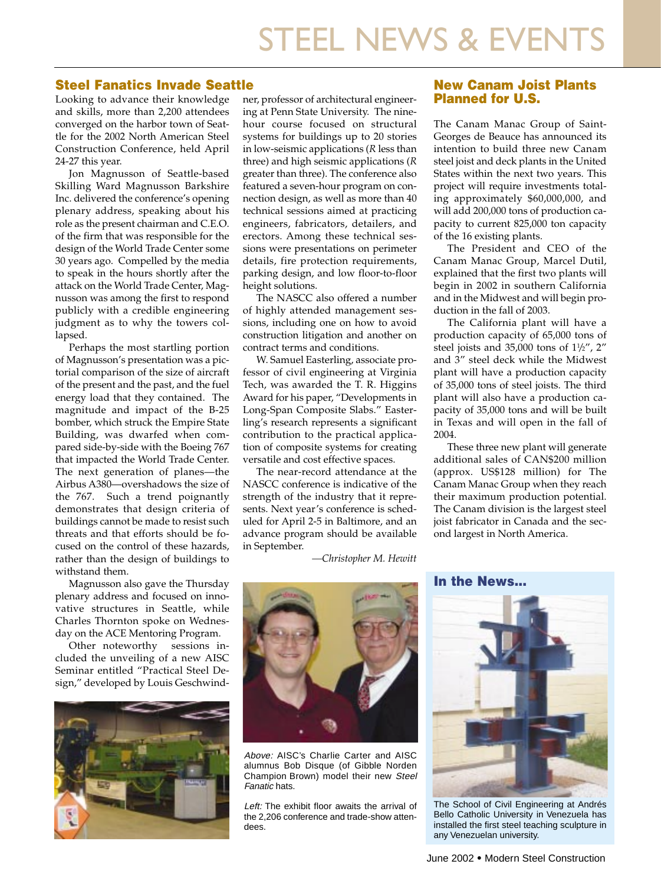# STEEL NEWS & EVENTS

## Steel Fanatics Invade Seattle

Looking to advance their knowledge and skills, more than 2,200 attendees converged on the harbor town of Seattle for the 2002 North American Steel Construction Conference, held April 24-27 this year.

Jon Magnusson of Seattle-based Skilling Ward Magnusson Barkshire Inc. delivered the conference's opening plenary address, speaking about his role as the present chairman and C.E.O. of the firm that was responsible for the design of the World Trade Center some 30 years ago. Compelled by the media to speak in the hours shortly after the attack on the World Trade Center, Magnusson was among the first to respond publicly with a credible engineering judgment as to why the towers collapsed.

Perhaps the most startling portion of Magnusson's presentation was a pictorial comparison of the size of aircraft of the present and the past, and the fuel energy load that they contained. The magnitude and impact of the B-25 bomber, which struck the Empire State Building, was dwarfed when compared side-by-side with the Boeing 767 that impacted the World Trade Center. The next generation of planes—the Airbus A380—overshadows the size of the 767. Such a trend poignantly demonstrates that design criteria of buildings cannot be made to resist such threats and that efforts should be focused on the control of these hazards, rather than the design of buildings to withstand them.

Magnusson also gave the Thursday plenary address and focused on innovative structures in Seattle, while Charles Thornton spoke on Wednesday on the ACE Mentoring Program.

Other noteworthy sessions included the unveiling of a new AISC Seminar entitled "Practical Steel Design," developed by Louis Geschwindner, professor of architectural engineering at Penn State University. The nine-hour course focused on structural systems for buildings up to 20 stories in low-seismic applications (*R* less than three) and high seismic applications (*R* greater than three). The conference also featured a seven-hour program on connection design, as well as more than 40 technical sessions aimed at practicing engineers, fabricators, detailers, and erectors. Among these technical sessions were presentations on perimeter details, fire protection requirements, parking design, and low floor-to-floor height solutions.

The NASCC also offered a number of highly attended management sessions, including one on how to avoid construction litigation and another on contract terms and conditions.

W. Samuel Easterling, associate professor of civil engineering at Virginia Tech, was awarded the T. R. Higgins Award for his paper, "Developments in Long-Span Composite Slabs." Easterling's research represents a significant contribution to the practical application of composite systems for creating versatile and cost effective spaces.

The near-record attendance at the NASCC conference is indicative of the strength of the industry that it represents. Next year's conference is scheduled for April 2-5 in Baltimore, and an advance program should be available in September.

*—Christopher M. Hewitt*

*Above:* AISC's Charlie Carter and AISC alumnus Bob Disque (of Gibble Norden Champion Brown) model their new *Steel Fanatic* hats.

*Left:* The exhibit floor awaits the arrival of the 2,206 conference and trade-show attendees.

## New Canam Joist Plants Planned for U.S.

The Canam Manac Group of Saint-Georges de Beauce has announced its intention to build three new Canam steel joist and deck plants in the United States within the next two years. This project will require investments totaling approximately $60,000,000, and will add 200,000 tons of production capacity to current 825,000 ton capacity of the 16 existing plants.

The President and CEO of the Canam Manac Group, Marcel Dutil, explained that the first two plants will begin in 2002 in southern California and in the Midwest and will begin production in the fall of 2003.

The California plant will have a production capacity of 65,000 tons of steel joists and 35,000 tons of 1½", 2" and 3" steel deck while the Midwest plant will have a production capacity of 35,000 tons of steel joists. The third plant will also have a production capacity of 35,000 tons and will be built in Texas and will open in the fall of 2004.

These three new plant will generate additional sales of CAN$200 million (approx. US$128 million) for The Canam Manac Group when they reach their maximum production potential. The Canam division is the largest steel joist fabricator in Canada and the second largest in North America.

## In the News...

The School of Civil Engineering at Andrés Bello Catholic University in Venezuela has installed the first steel teaching sculpture in any Venezuelan university.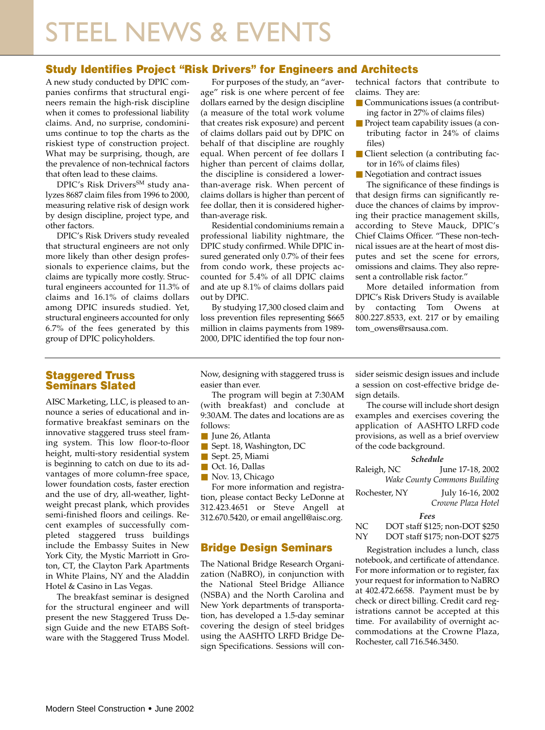# STEEL NEWS & EVENTS

## Study Identifies Project "Risk Drivers" for Engineers and Architects

A new study conducted by DPIC companies confirms that structural engineers remain the high-risk discipline when it comes to professional liability claims. And, no surprise, condominiums continue to top the charts as the riskiest type of construction project. What may be surprising, though, are the prevalence of non-technical factors that often lead to these claims.

DPIC's Risk Drivers[SM] study analyzes 8687 claim files from 1996 to 2000, measuring relative risk of design work by design discipline, project type, and other factors.

DPIC's Risk Drivers study revealed that structural engineers are not only more likely than other design professionals to experience claims, but the claims are typically more costly. Structural engineers accounted for 11.3% of claims and 16.1% of claims dollars among DPIC insureds studied. Yet, structural engineers accounted for only 6.7% of the fees generated by this group of DPIC policyholders.

For purposes of the study, an "average" risk is one where percent of fee dollars earned by the design discipline (a measure of the total work volume that creates risk exposure) and percent of claims dollars paid out by DPIC on behalf of that discipline are roughly equal. When percent of fee dollars I higher than percent of claims dollar, the discipline is considered a lower-than-average risk. When percent of claims dollars is higher than percent of fee dollar, then it is considered higher-than-average risk.

Residential condominiums remain a professional liability nightmare, the DPIC study confirmed. While DPIC insured generated only 0.7% of their fees from condo work, these projects accounted for 5.4% of all DPIC claims and ate up 8.1% of claims dollars paid out by DPIC.

By studying 17,300 closed claim and loss prevention files representing $665 million in claims payments from 1989-2000, DPIC identified the top four non-technical factors that contribute to claims. They are:

- Communications issues (a contributing factor in 27% of claims files)
- Project team capability issues (a contributing factor in 24% of claims files)
- Client selection (a contributing factor in 16% of claims files)
- Negotiation and contract issues

The significance of these findings is that design firms can significantly reduce the chances of claims by improving their practice management skills, according to Steve Mauck, DPIC's Chief Claims Officer. "These non-technical issues are at the heart of most disputes and set the scene for errors, omissions and claims. They also represent a controllable risk factor."

More detailed information from DPIC's Risk Drivers Study is available by contacting Tom Owens at 800.227.8533, ext. 217 or by emailing tom_owens@rsausa.com.

## Staggered Truss Seminars Slated

AISC Marketing, LLC, is pleased to announce a series of educational and informative breakfast seminars on the innovative staggered truss steel framing system. This low floor-to-floor height, multi-story residential system is beginning to catch on due to its advantages of more column-free space, lower foundation costs, faster erection and the use of dry, all-weather, lightweight precast plank, which provides semi-finished floors and ceilings. Recent examples of successfully completed staggered truss buildings include the Embassy Suites in New York City, the Mystic Marriott in Groton, CT, the Clayton Park Apartments in White Plains, NY and the Aladdin Hotel & Casino in Las Vegas.

The breakfast seminar is designed for the structural engineer and will present the new Staggered Truss Design Guide and the new ETABS Software with the Staggered Truss Model. Now, designing with staggered truss is easier than ever.

The program will begin at 7:30AM (with breakfast) and conclude at 9:30AM. The dates and locations are as follows:

- June 26, Atlanta
- Sept. 18, Washington, DC
- Sept. 25, Miami
- Oct. 16, Dallas
- Nov. 13, Chicago

For more information and registration, please contact Becky LeDonne at 312.423.4651 or Steve Angell at 312.670.5420, or email angell@aisc.org.

## Bridge Design Seminars

The National Bridge Research Organization (NaBRO), in conjunction with the National Steel Bridge Alliance (NSBA) and the North Carolina and New York departments of transportation, has developed a 1.5-day seminar covering the design of steel bridges using the AASHTO LRFD Bridge Design Specifications. Sessions will consider seismic design issues and include a session on cost-effective bridge design details.

The course will include short design examples and exercises covering the application of AASHTO LRFD code provisions, as well as a brief overview of the code background.

***Schedule***

Raleigh, NC — June 17-18, 2002
*Wake County Commons Building*

Rochester, NY — July 16-16, 2002
*Crowne Plaza Hotel*

***Fees***

| | |
|---|---|
| NC | DOT staff $125; non-DOT $250 |
| NY | DOT staff $175; non-DOT $275 |

Registration includes a lunch, class notebook, and certificate of attendance. For more information or to register, fax your request for information to NaBRO at 402.472.6658. Payment must be by check or direct billing. Credit card registrations cannot be accepted at this time. For availability of overnight accommodations at the Crowne Plaza, Rochester, call 716.546.3450.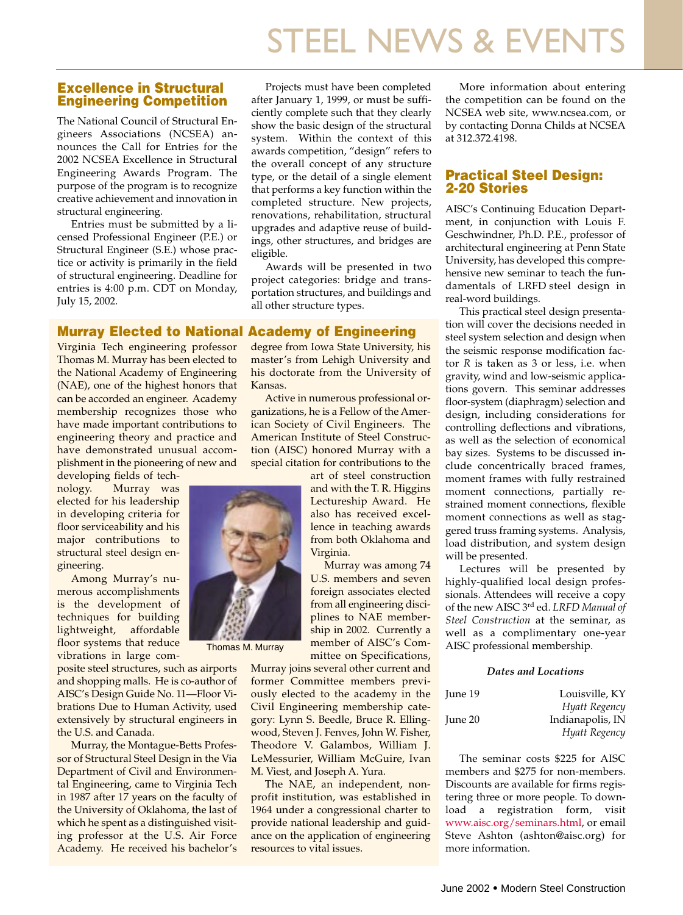# STEEL NEWS & EVENTS

## Excellence in Structural Engineering Competition

The National Council of Structural Engineers Associations (NCSEA) announces the Call for Entries for the 2002 NCSEA Excellence in Structural Engineering Awards Program. The purpose of the program is to recognize creative achievement and innovation in structural engineering.

Entries must be submitted by a licensed Professional Engineer (P.E.) or Structural Engineer (S.E.) whose practice or activity is primarily in the field of structural engineering. Deadline for entries is 4:00 p.m. CDT on Monday, July 15, 2002.

Projects must have been completed after January 1, 1999, or must be sufficiently complete such that they clearly show the basic design of the structural system. Within the context of this awards competition, "design" refers to the overall concept of any structure type, or the detail of a single element that performs a key function within the completed structure. New projects, renovations, rehabilitation, structural upgrades and adaptive reuse of buildings, other structures, and bridges are eligible.

Awards will be presented in two project categories: bridge and transportation structures, and buildings and all other structure types.

More information about entering the competition can be found on the NCSEA web site, www.ncsea.com, or by contacting Donna Childs at NCSEA at 312.372.4198.

## Murray Elected to National Academy of Engineering

Virginia Tech engineering professor Thomas M. Murray has been elected to the National Academy of Engineering (NAE), one of the highest honors that can be accorded an engineer. Academy membership recognizes those who have made important contributions to engineering theory and practice and have demonstrated unusual accomplishment in the pioneering of new and developing fields of technology. Murray was elected for his leadership in developing criteria for floor serviceability and his major contributions to structural steel design engineering.

Among Murray's numerous accomplishments is the development of techniques for building lightweight, affordable floor systems that reduce vibrations in large composite steel structures, such as airports and shopping malls. He is co-author of AISC's Design Guide No. 11—Floor Vibrations Due to Human Activity, used extensively by structural engineers in the U.S. and Canada.

Murray, the Montague-Betts Professor of Structural Steel Design in the Via Department of Civil and Environmental Engineering, came to Virginia Tech in 1987 after 17 years on the faculty of the University of Oklahoma, the last of which he spent as a distinguished visiting professor at the U.S. Air Force Academy. He received his bachelor's degree from Iowa State University, his master's from Lehigh University and his doctorate from the University of Kansas.

Active in numerous professional organizations, he is a Fellow of the American Society of Civil Engineers. The American Institute of Steel Construction (AISC) honored Murray with a special citation for contributions to the art of steel construction and with the T. R. Higgins Lectureship Award. He also has received excellence in teaching awards from both Oklahoma and Virginia.

Thomas M. Murray

Murray was among 74 U.S. members and seven foreign associates elected from all engineering disciplines to NAE membership in 2002. Currently a member of AISC's Committee on Specifications, Murray joins several other current and former Committee members previously elected to the academy in the Civil Engineering membership category: Lynn S. Beedle, Bruce R. Ellingwood, Steven J. Fenves, John W. Fisher, Theodore V. Galambos, William J. LeMessurier, William McGuire, Ivan M. Viest, and Joseph A. Yura.

The NAE, an independent, nonprofit institution, was established in 1964 under a congressional charter to provide national leadership and guidance on the application of engineering resources to vital issues.

## Practical Steel Design: 2-20 Stories

AISC's Continuing Education Department, in conjunction with Louis F. Geschwindner, Ph.D. P.E., professor of architectural engineering at Penn State University, has developed this comprehensive new seminar to teach the fundamentals of LRFD steel design in real-word buildings.

This practical steel design presentation will cover the decisions needed in steel system selection and design when the seismic response modification factor $R$ is taken as 3 or less, i.e. when gravity, wind and low-seismic applications govern. This seminar addresses floor-system (diaphragm) selection and design, including considerations for controlling deflections and vibrations, as well as the selection of economical bay sizes. Systems to be discussed include concentrically braced frames, moment frames with fully restrained moment connections, partially restrained moment connections, flexible moment connections as well as staggered truss framing systems. Analysis, load distribution, and system design will be presented.

Lectures will be presented by highly-qualified local design professionals. Attendees will receive a copy of the new AISC 3rd ed. *LRFD Manual of Steel Construction* at the seminar, as well as a complimentary one-year AISC professional membership.

***Dates and Locations***

| | |
|---|---|
| June 19 | Louisville, KY *Hyatt Regency* |
| June 20 | Indianapolis, IN *Hyatt Regency* |

The seminar costs $225 for AISC members and $275 for non-members. Discounts are available for firms registering three or more people. To download a registration form, visit www.aisc.org/seminars.html, or email Steve Ashton (ashton@aisc.org) for more information.